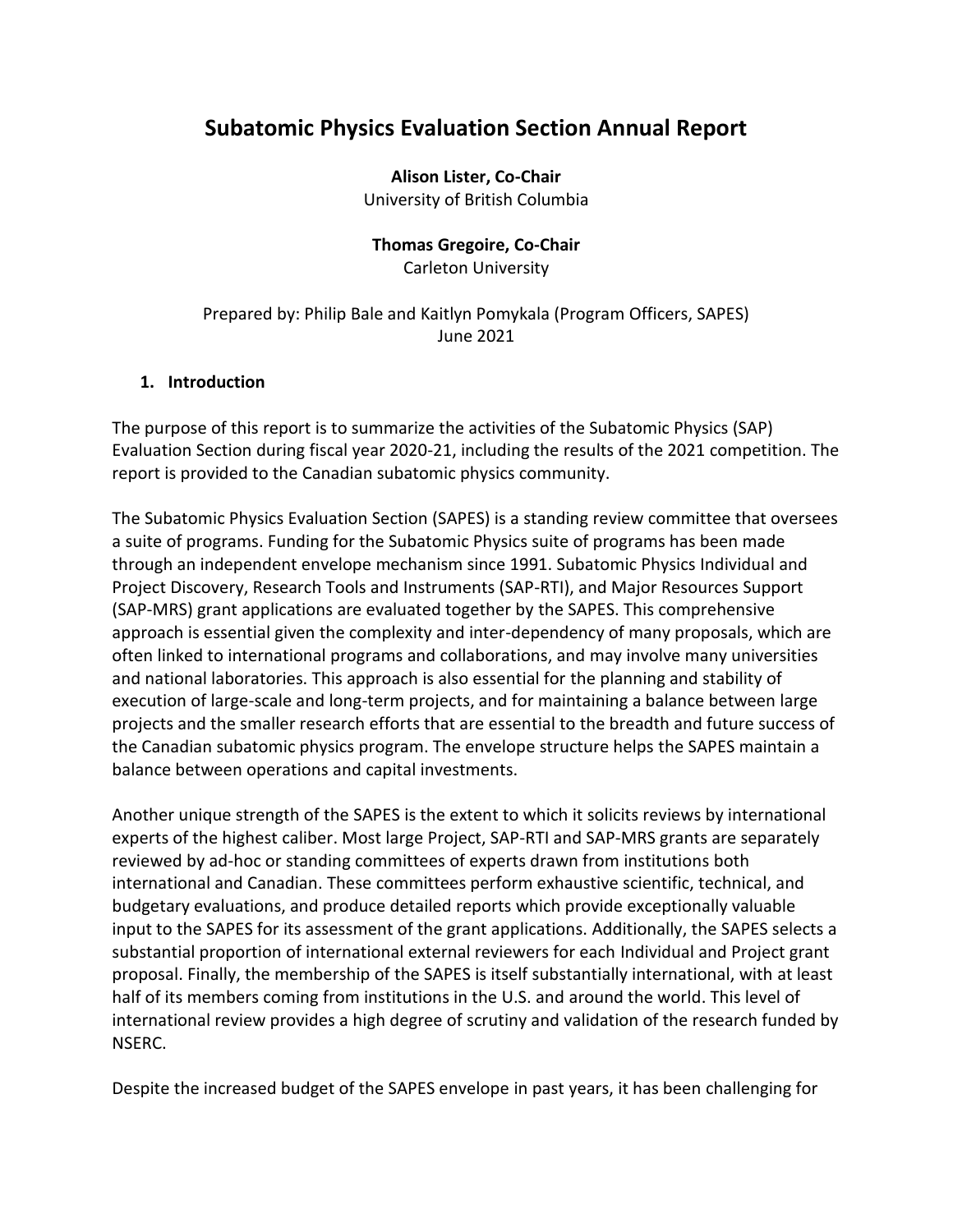# Subatomic Physics Evaluation Section Annual Report

**Alison Lister, Co-Chair**
University of British Columbia

**Thomas Gregoire, Co-Chair**
Carleton University

Prepared by: Philip Bale and Kaitlyn Pomykala (Program Officers, SAPES)
June 2021

## 1. Introduction

The purpose of this report is to summarize the activities of the Subatomic Physics (SAP) Evaluation Section during fiscal year 2020-21, including the results of the 2021 competition. The report is provided to the Canadian subatomic physics community.

The Subatomic Physics Evaluation Section (SAPES) is a standing review committee that oversees a suite of programs. Funding for the Subatomic Physics suite of programs has been made through an independent envelope mechanism since 1991. Subatomic Physics Individual and Project Discovery, Research Tools and Instruments (SAP-RTI), and Major Resources Support (SAP-MRS) grant applications are evaluated together by the SAPES. This comprehensive approach is essential given the complexity and inter-dependency of many proposals, which are often linked to international programs and collaborations, and may involve many universities and national laboratories. This approach is also essential for the planning and stability of execution of large-scale and long-term projects, and for maintaining a balance between large projects and the smaller research efforts that are essential to the breadth and future success of the Canadian subatomic physics program. The envelope structure helps the SAPES maintain a balance between operations and capital investments.

Another unique strength of the SAPES is the extent to which it solicits reviews by international experts of the highest caliber. Most large Project, SAP-RTI and SAP-MRS grants are separately reviewed by ad-hoc or standing committees of experts drawn from institutions both international and Canadian. These committees perform exhaustive scientific, technical, and budgetary evaluations, and produce detailed reports which provide exceptionally valuable input to the SAPES for its assessment of the grant applications. Additionally, the SAPES selects a substantial proportion of international external reviewers for each Individual and Project grant proposal. Finally, the membership of the SAPES is itself substantially international, with at least half of its members coming from institutions in the U.S. and around the world. This level of international review provides a high degree of scrutiny and validation of the research funded by NSERC.

Despite the increased budget of the SAPES envelope in past years, it has been challenging for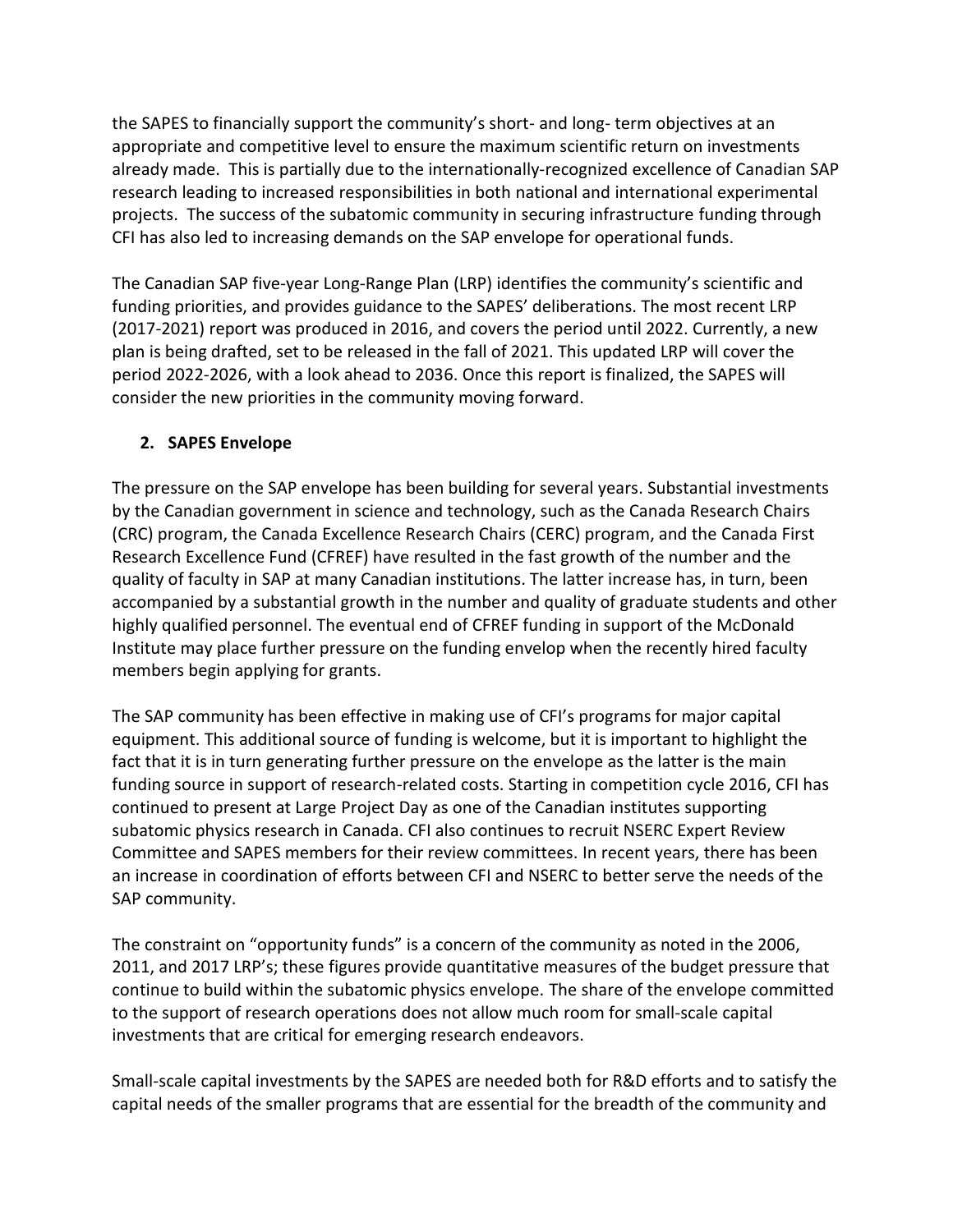the SAPES to financially support the community's short- and long- term objectives at an appropriate and competitive level to ensure the maximum scientific return on investments already made. This is partially due to the internationally-recognized excellence of Canadian SAP research leading to increased responsibilities in both national and international experimental projects. The success of the subatomic community in securing infrastructure funding through CFI has also led to increasing demands on the SAP envelope for operational funds.

The Canadian SAP five-year Long-Range Plan (LRP) identifies the community's scientific and funding priorities, and provides guidance to the SAPES' deliberations. The most recent LRP (2017-2021) report was produced in 2016, and covers the period until 2022. Currently, a new plan is being drafted, set to be released in the fall of 2021. This updated LRP will cover the period 2022-2026, with a look ahead to 2036. Once this report is finalized, the SAPES will consider the new priorities in the community moving forward.

## 2. SAPES Envelope

The pressure on the SAP envelope has been building for several years. Substantial investments by the Canadian government in science and technology, such as the Canada Research Chairs (CRC) program, the Canada Excellence Research Chairs (CERC) program, and the Canada First Research Excellence Fund (CFREF) have resulted in the fast growth of the number and the quality of faculty in SAP at many Canadian institutions. The latter increase has, in turn, been accompanied by a substantial growth in the number and quality of graduate students and other highly qualified personnel. The eventual end of CFREF funding in support of the McDonald Institute may place further pressure on the funding envelop when the recently hired faculty members begin applying for grants.

The SAP community has been effective in making use of CFI's programs for major capital equipment. This additional source of funding is welcome, but it is important to highlight the fact that it is in turn generating further pressure on the envelope as the latter is the main funding source in support of research-related costs. Starting in competition cycle 2016, CFI has continued to present at Large Project Day as one of the Canadian institutes supporting subatomic physics research in Canada. CFI also continues to recruit NSERC Expert Review Committee and SAPES members for their review committees. In recent years, there has been an increase in coordination of efforts between CFI and NSERC to better serve the needs of the SAP community.

The constraint on "opportunity funds" is a concern of the community as noted in the 2006, 2011, and 2017 LRP's; these figures provide quantitative measures of the budget pressure that continue to build within the subatomic physics envelope. The share of the envelope committed to the support of research operations does not allow much room for small-scale capital investments that are critical for emerging research endeavors.

Small-scale capital investments by the SAPES are needed both for R&D efforts and to satisfy the capital needs of the smaller programs that are essential for the breadth of the community and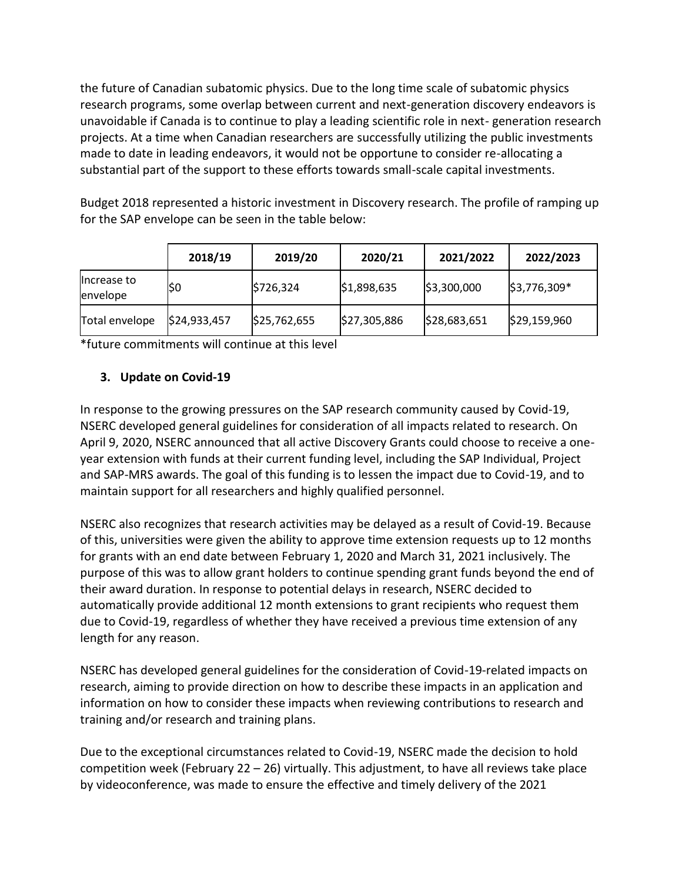the future of Canadian subatomic physics. Due to the long time scale of subatomic physics research programs, some overlap between current and next-generation discovery endeavors is unavoidable if Canada is to continue to play a leading scientific role in next- generation research projects. At a time when Canadian researchers are successfully utilizing the public investments made to date in leading endeavors, it would not be opportune to consider re-allocating a substantial part of the support to these efforts towards small-scale capital investments.

Budget 2018 represented a historic investment in Discovery research. The profile of ramping up for the SAP envelope can be seen in the table below:

| | 2018/19 | 2019/20 | 2020/21 | 2021/2022 | 2022/2023 |
|---|---|---|---|---|---|
| Increase to envelope | $0 | $726,324 | $1,898,635 | $3,300,000 | $3,776,309* |
| Total envelope | $24,933,457 | $25,762,655 | $27,305,886 | $28,683,651 | $29,159,960 |

*future commitments will continue at this level

### 3. Update on Covid-19

In response to the growing pressures on the SAP research community caused by Covid-19, NSERC developed general guidelines for consideration of all impacts related to research. On April 9, 2020, NSERC announced that all active Discovery Grants could choose to receive a one-year extension with funds at their current funding level, including the SAP Individual, Project and SAP-MRS awards. The goal of this funding is to lessen the impact due to Covid-19, and to maintain support for all researchers and highly qualified personnel.

NSERC also recognizes that research activities may be delayed as a result of Covid-19. Because of this, universities were given the ability to approve time extension requests up to 12 months for grants with an end date between February 1, 2020 and March 31, 2021 inclusively. The purpose of this was to allow grant holders to continue spending grant funds beyond the end of their award duration. In response to potential delays in research, NSERC decided to automatically provide additional 12 month extensions to grant recipients who request them due to Covid-19, regardless of whether they have received a previous time extension of any length for any reason.

NSERC has developed general guidelines for the consideration of Covid-19-related impacts on research, aiming to provide direction on how to describe these impacts in an application and information on how to consider these impacts when reviewing contributions to research and training and/or research and training plans.

Due to the exceptional circumstances related to Covid-19, NSERC made the decision to hold competition week (February 22 – 26) virtually. This adjustment, to have all reviews take place by videoconference, was made to ensure the effective and timely delivery of the 2021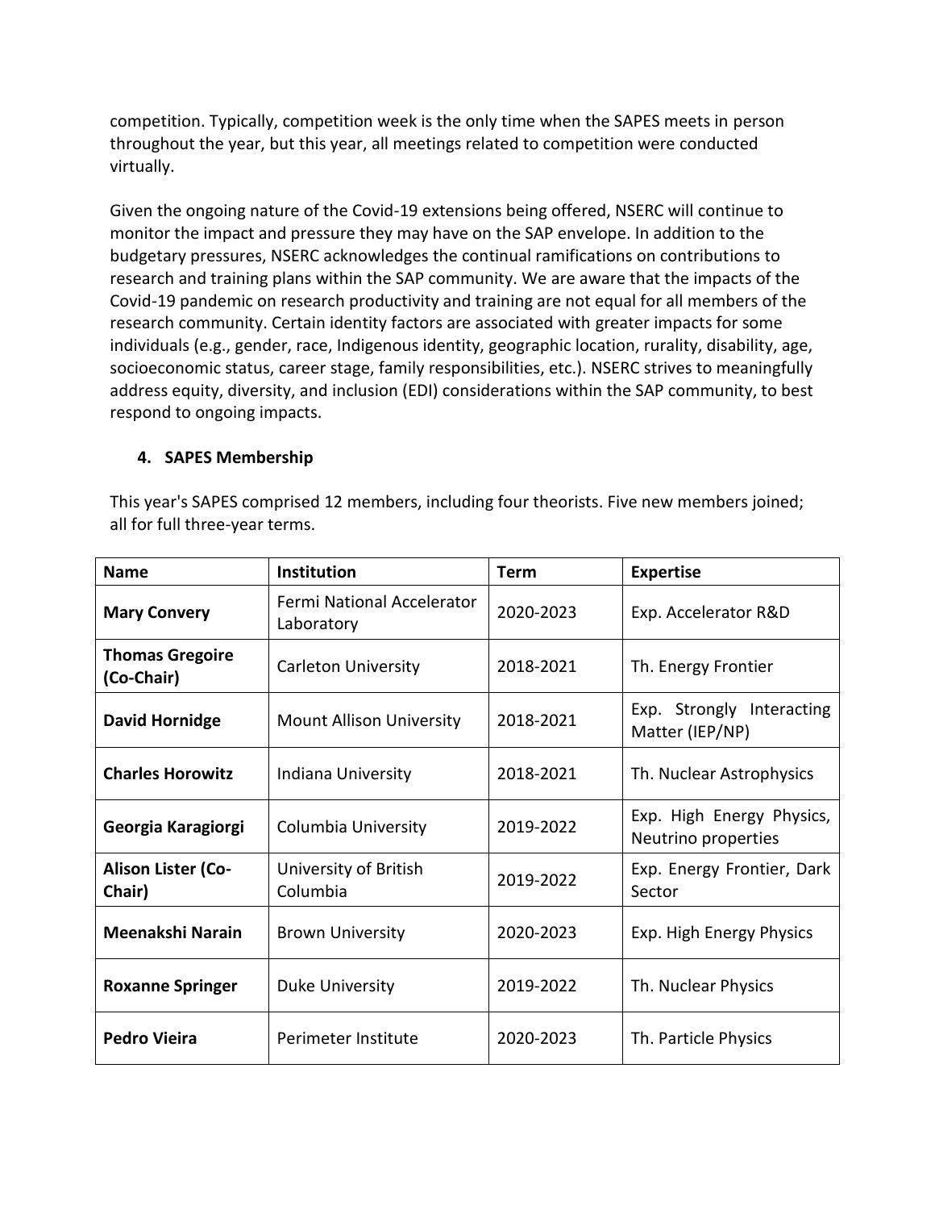competition. Typically, competition week is the only time when the SAPES meets in person throughout the year, but this year, all meetings related to competition were conducted virtually.

Given the ongoing nature of the Covid-19 extensions being offered, NSERC will continue to monitor the impact and pressure they may have on the SAP envelope. In addition to the budgetary pressures, NSERC acknowledges the continual ramifications on contributions to research and training plans within the SAP community. We are aware that the impacts of the Covid-19 pandemic on research productivity and training are not equal for all members of the research community. Certain identity factors are associated with greater impacts for some individuals (e.g., gender, race, Indigenous identity, geographic location, rurality, disability, age, socioeconomic status, career stage, family responsibilities, etc.). NSERC strives to meaningfully address equity, diversity, and inclusion (EDI) considerations within the SAP community, to best respond to ongoing impacts.

## 4. SAPES Membership

This year's SAPES comprised 12 members, including four theorists. Five new members joined; all for full three-year terms.

| Name | Institution | Term | Expertise |
|---|---|---|---|
| **Mary Convery** | Fermi National Accelerator Laboratory | 2020-2023 | Exp. Accelerator R&D |
| **Thomas Gregoire (Co-Chair)** | Carleton University | 2018-2021 | Th. Energy Frontier |
| **David Hornidge** | Mount Allison University | 2018-2021 | Exp. Strongly Interacting Matter (IEP/NP) |
| **Charles Horowitz** | Indiana University | 2018-2021 | Th. Nuclear Astrophysics |
| **Georgia Karagiorgi** | Columbia University | 2019-2022 | Exp. High Energy Physics, Neutrino properties |
| **Alison Lister (Co-Chair)** | University of British Columbia | 2019-2022 | Exp. Energy Frontier, Dark Sector |
| **Meenakshi Narain** | Brown University | 2020-2023 | Exp. High Energy Physics |
| **Roxanne Springer** | Duke University | 2019-2022 | Th. Nuclear Physics |
| **Pedro Vieira** | Perimeter Institute | 2020-2023 | Th. Particle Physics |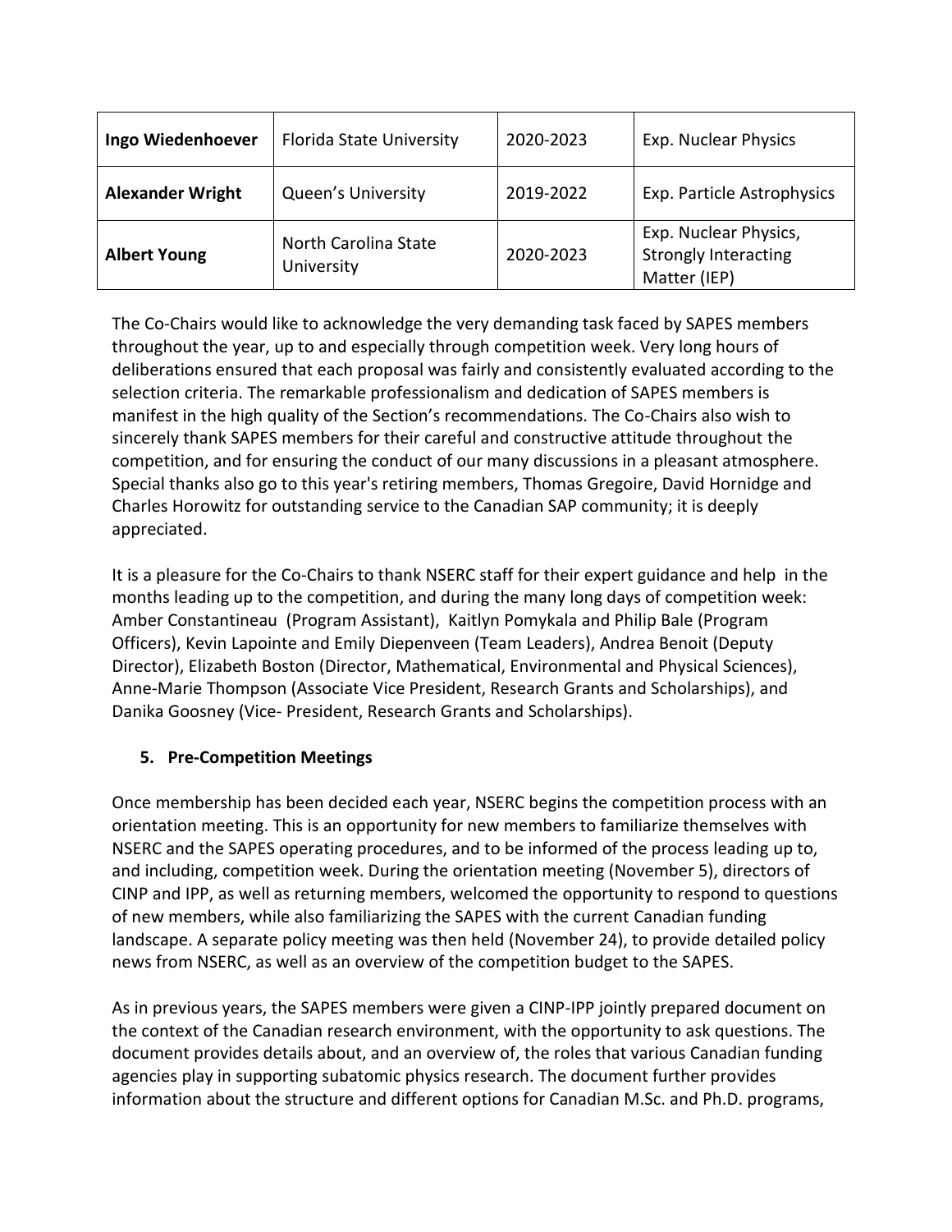| **Ingo Wiedenhoever** | Florida State University | 2020-2023 | Exp. Nuclear Physics |
|---|---|---|---|
| **Alexander Wright** | Queen's University | 2019-2022 | Exp. Particle Astrophysics |
| **Albert Young** | North Carolina State University | 2020-2023 | Exp. Nuclear Physics, Strongly Interacting Matter (IEP) |

The Co-Chairs would like to acknowledge the very demanding task faced by SAPES members throughout the year, up to and especially through competition week. Very long hours of deliberations ensured that each proposal was fairly and consistently evaluated according to the selection criteria. The remarkable professionalism and dedication of SAPES members is manifest in the high quality of the Section's recommendations. The Co-Chairs also wish to sincerely thank SAPES members for their careful and constructive attitude throughout the competition, and for ensuring the conduct of our many discussions in a pleasant atmosphere. Special thanks also go to this year's retiring members, Thomas Gregoire, David Hornidge and Charles Horowitz for outstanding service to the Canadian SAP community; it is deeply appreciated.

It is a pleasure for the Co-Chairs to thank NSERC staff for their expert guidance and help in the months leading up to the competition, and during the many long days of competition week: Amber Constantineau (Program Assistant), Kaitlyn Pomykala and Philip Bale (Program Officers), Kevin Lapointe and Emily Diepenveen (Team Leaders), Andrea Benoit (Deputy Director), Elizabeth Boston (Director, Mathematical, Environmental and Physical Sciences), Anne-Marie Thompson (Associate Vice President, Research Grants and Scholarships), and Danika Goosney (Vice- President, Research Grants and Scholarships).

### 5. Pre-Competition Meetings

Once membership has been decided each year, NSERC begins the competition process with an orientation meeting. This is an opportunity for new members to familiarize themselves with NSERC and the SAPES operating procedures, and to be informed of the process leading up to, and including, competition week. During the orientation meeting (November 5), directors of CINP and IPP, as well as returning members, welcomed the opportunity to respond to questions of new members, while also familiarizing the SAPES with the current Canadian funding landscape. A separate policy meeting was then held (November 24), to provide detailed policy news from NSERC, as well as an overview of the competition budget to the SAPES.

As in previous years, the SAPES members were given a CINP-IPP jointly prepared document on the context of the Canadian research environment, with the opportunity to ask questions. The document provides details about, and an overview of, the roles that various Canadian funding agencies play in supporting subatomic physics research. The document further provides information about the structure and different options for Canadian M.Sc. and Ph.D. programs,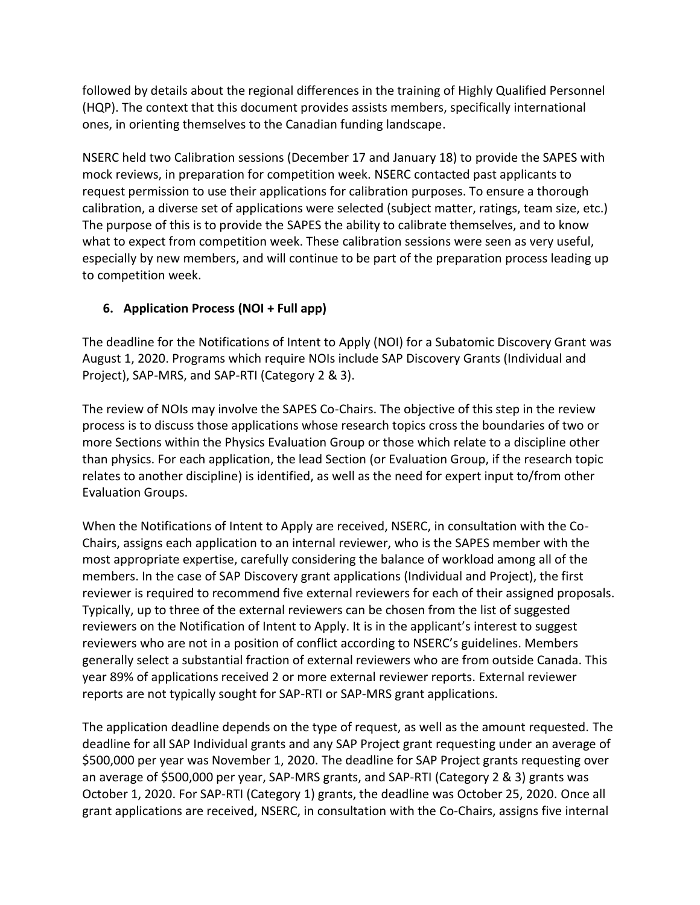followed by details about the regional differences in the training of Highly Qualified Personnel (HQP). The context that this document provides assists members, specifically international ones, in orienting themselves to the Canadian funding landscape.

NSERC held two Calibration sessions (December 17 and January 18) to provide the SAPES with mock reviews, in preparation for competition week. NSERC contacted past applicants to request permission to use their applications for calibration purposes. To ensure a thorough calibration, a diverse set of applications were selected (subject matter, ratings, team size, etc.) The purpose of this is to provide the SAPES the ability to calibrate themselves, and to know what to expect from competition week. These calibration sessions were seen as very useful, especially by new members, and will continue to be part of the preparation process leading up to competition week.

## 6. Application Process (NOI + Full app)

The deadline for the Notifications of Intent to Apply (NOI) for a Subatomic Discovery Grant was August 1, 2020. Programs which require NOIs include SAP Discovery Grants (Individual and Project), SAP-MRS, and SAP-RTI (Category 2 & 3).

The review of NOIs may involve the SAPES Co-Chairs. The objective of this step in the review process is to discuss those applications whose research topics cross the boundaries of two or more Sections within the Physics Evaluation Group or those which relate to a discipline other than physics. For each application, the lead Section (or Evaluation Group, if the research topic relates to another discipline) is identified, as well as the need for expert input to/from other Evaluation Groups.

When the Notifications of Intent to Apply are received, NSERC, in consultation with the Co-Chairs, assigns each application to an internal reviewer, who is the SAPES member with the most appropriate expertise, carefully considering the balance of workload among all of the members. In the case of SAP Discovery grant applications (Individual and Project), the first reviewer is required to recommend five external reviewers for each of their assigned proposals. Typically, up to three of the external reviewers can be chosen from the list of suggested reviewers on the Notification of Intent to Apply. It is in the applicant's interest to suggest reviewers who are not in a position of conflict according to NSERC's guidelines. Members generally select a substantial fraction of external reviewers who are from outside Canada. This year 89% of applications received 2 or more external reviewer reports. External reviewer reports are not typically sought for SAP-RTI or SAP-MRS grant applications.

The application deadline depends on the type of request, as well as the amount requested. The deadline for all SAP Individual grants and any SAP Project grant requesting under an average of $500,000 per year was November 1, 2020. The deadline for SAP Project grants requesting over an average of $500,000 per year, SAP-MRS grants, and SAP-RTI (Category 2 & 3) grants was October 1, 2020. For SAP-RTI (Category 1) grants, the deadline was October 25, 2020. Once all grant applications are received, NSERC, in consultation with the Co-Chairs, assigns five internal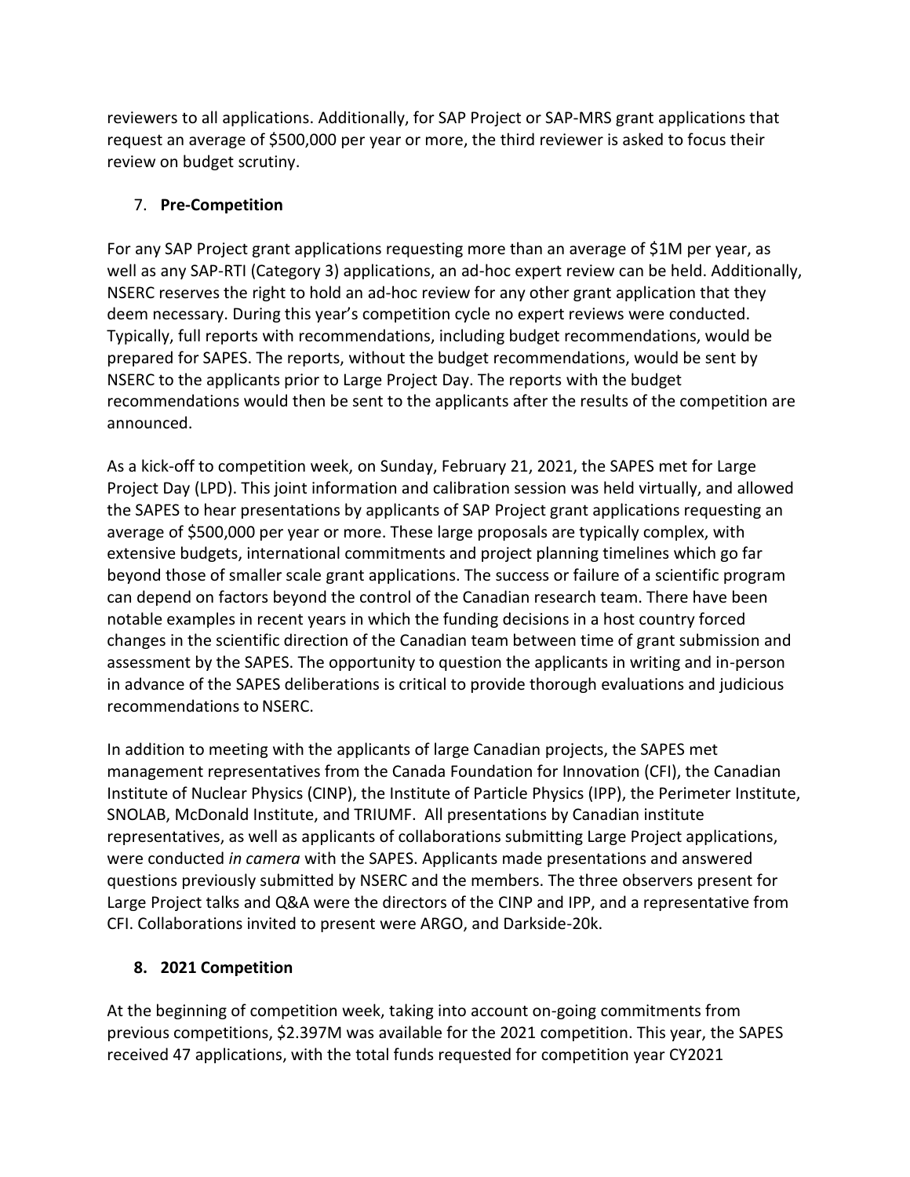reviewers to all applications. Additionally, for SAP Project or SAP-MRS grant applications that request an average of $500,000 per year or more, the third reviewer is asked to focus their review on budget scrutiny.

## 7. **Pre-Competition**

For any SAP Project grant applications requesting more than an average of $1M per year, as well as any SAP-RTI (Category 3) applications, an ad-hoc expert review can be held. Additionally, NSERC reserves the right to hold an ad-hoc review for any other grant application that they deem necessary. During this year's competition cycle no expert reviews were conducted. Typically, full reports with recommendations, including budget recommendations, would be prepared for SAPES. The reports, without the budget recommendations, would be sent by NSERC to the applicants prior to Large Project Day. The reports with the budget recommendations would then be sent to the applicants after the results of the competition are announced.

As a kick-off to competition week, on Sunday, February 21, 2021, the SAPES met for Large Project Day (LPD). This joint information and calibration session was held virtually, and allowed the SAPES to hear presentations by applicants of SAP Project grant applications requesting an average of $500,000 per year or more. These large proposals are typically complex, with extensive budgets, international commitments and project planning timelines which go far beyond those of smaller scale grant applications. The success or failure of a scientific program can depend on factors beyond the control of the Canadian research team. There have been notable examples in recent years in which the funding decisions in a host country forced changes in the scientific direction of the Canadian team between time of grant submission and assessment by the SAPES. The opportunity to question the applicants in writing and in-person in advance of the SAPES deliberations is critical to provide thorough evaluations and judicious recommendations to NSERC.

In addition to meeting with the applicants of large Canadian projects, the SAPES met management representatives from the Canada Foundation for Innovation (CFI), the Canadian Institute of Nuclear Physics (CINP), the Institute of Particle Physics (IPP), the Perimeter Institute, SNOLAB, McDonald Institute, and TRIUMF. All presentations by Canadian institute representatives, as well as applicants of collaborations submitting Large Project applications, were conducted *in camera* with the SAPES. Applicants made presentations and answered questions previously submitted by NSERC and the members. The three observers present for Large Project talks and Q&A were the directors of the CINP and IPP, and a representative from CFI. Collaborations invited to present were ARGO, and Darkside-20k.

## **8. 2021 Competition**

At the beginning of competition week, taking into account on-going commitments from previous competitions, $2.397M was available for the 2021 competition. This year, the SAPES received 47 applications, with the total funds requested for competition year CY2021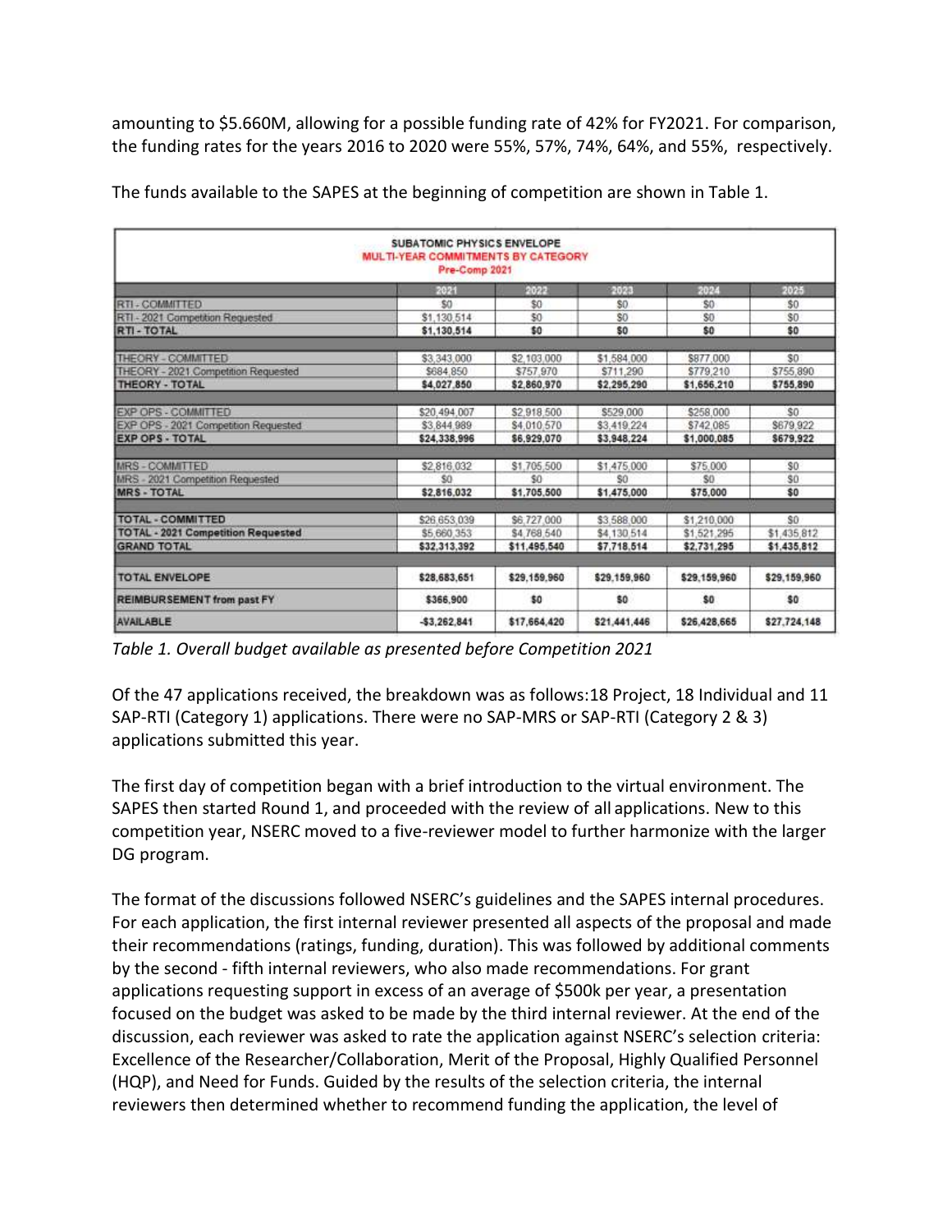amounting to \$5.660M, allowing for a possible funding rate of 42% for FY2021. For comparison, the funding rates for the years 2016 to 2020 were 55%, 57%, 74%, 64%, and 55%, respectively.

The funds available to the SAPES at the beginning of competition are shown in Table 1.

| SUBATOMIC PHYSICS ENVELOPE<br>MULTI-YEAR COMMITMENTS BY CATEGORY<br>Pre-Comp 2021 | | | | | |
|---|---|---|---|---|---|
| | 2021 | 2022 | 2023 | 2024 | 2025 |
| RTI - COMMITTED | \$0 | \$0 | \$0 | \$0 | \$0 |
| RTI - 2021 Competition Requested | \$1,130,514 | \$0 | \$0 | \$0 | \$0 |
| **RTI - TOTAL** | **\$1,130,514** | **\$0** | **\$0** | **\$0** | **\$0** |
| THEORY - COMMITTED | \$3,343,000 | \$2,103,000 | \$1,584,000 | \$877,000 | \$0 |
| THEORY - 2021 Competition Requested | \$684,850 | \$757,970 | \$711,290 | \$779,210 | \$755,890 |
| **THEORY - TOTAL** | **\$4,027,850** | **\$2,860,970** | **\$2,295,290** | **\$1,656,210** | **\$755,890** |
| EXP OPS - COMMITTED | \$20,494,007 | \$2,918,500 | \$529,000 | \$258,000 | \$0 |
| EXP OPS - 2021 Competition Requested | \$3,844,989 | \$4,010,570 | \$3,419,224 | \$742,085 | \$679,922 |
| **EXP OPS - TOTAL** | **\$24,338,996** | **\$6,929,070** | **\$3,948,224** | **\$1,000,085** | **\$679,922** |
| MRS - COMMITTED | \$2,816,032 | \$1,705,500 | \$1,475,000 | \$75,000 | \$0 |
| MRS - 2021 Competition Requested | \$0 | \$0 | \$0 | \$0 | \$0 |
| **MRS - TOTAL** | **\$2,816,032** | **\$1,705,500** | **\$1,475,000** | **\$75,000** | **\$0** |
| **TOTAL - COMMITTED** | \$26,653,039 | \$6,727,000 | \$3,588,000 | \$1,210,000 | \$0 |
| **TOTAL - 2021 Competition Requested** | \$5,660,353 | \$4,768,540 | \$4,130,514 | \$1,521,295 | \$1,435,812 |
| **GRAND TOTAL** | **\$32,313,392** | **\$11,495,540** | **\$7,718,514** | **\$2,731,295** | **\$1,435,812** |
| **TOTAL ENVELOPE** | **\$28,683,651** | **\$29,159,960** | **\$29,159,960** | **\$29,159,960** | **\$29,159,960** |
| **REIMBURSEMENT from past FY** | **\$366,900** | **\$0** | **\$0** | **\$0** | **\$0** |
| **AVAILABLE** | **-\$3,262,841** | **\$17,664,420** | **\$21,441,446** | **\$26,428,665** | **\$27,724,148** |

*Table 1. Overall budget available as presented before Competition 2021*

Of the 47 applications received, the breakdown was as follows:18 Project, 18 Individual and 11 SAP-RTI (Category 1) applications. There were no SAP-MRS or SAP-RTI (Category 2 & 3) applications submitted this year.

The first day of competition began with a brief introduction to the virtual environment. The SAPES then started Round 1, and proceeded with the review of all applications. New to this competition year, NSERC moved to a five-reviewer model to further harmonize with the larger DG program.

The format of the discussions followed NSERC's guidelines and the SAPES internal procedures. For each application, the first internal reviewer presented all aspects of the proposal and made their recommendations (ratings, funding, duration). This was followed by additional comments by the second - fifth internal reviewers, who also made recommendations. For grant applications requesting support in excess of an average of \$500k per year, a presentation focused on the budget was asked to be made by the third internal reviewer. At the end of the discussion, each reviewer was asked to rate the application against NSERC's selection criteria: Excellence of the Researcher/Collaboration, Merit of the Proposal, Highly Qualified Personnel (HQP), and Need for Funds. Guided by the results of the selection criteria, the internal reviewers then determined whether to recommend funding the application, the level of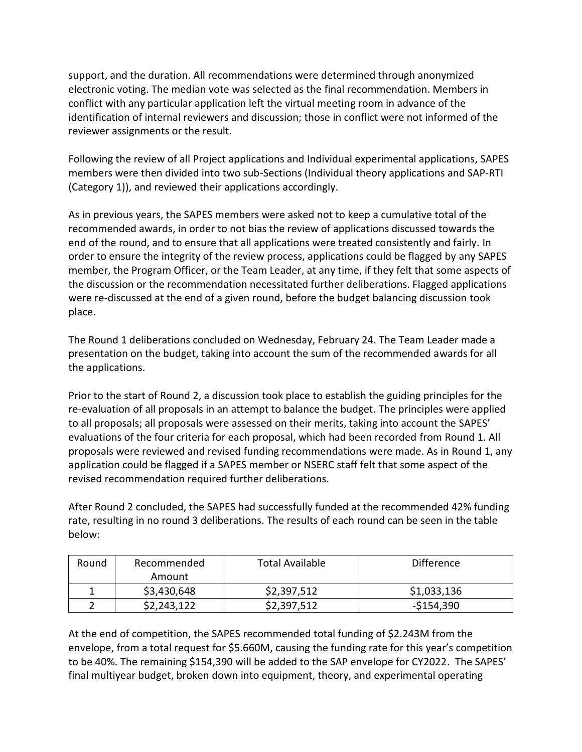support, and the duration. All recommendations were determined through anonymized electronic voting. The median vote was selected as the final recommendation. Members in conflict with any particular application left the virtual meeting room in advance of the identification of internal reviewers and discussion; those in conflict were not informed of the reviewer assignments or the result.

Following the review of all Project applications and Individual experimental applications, SAPES members were then divided into two sub-Sections (Individual theory applications and SAP-RTI (Category 1)), and reviewed their applications accordingly.

As in previous years, the SAPES members were asked not to keep a cumulative total of the recommended awards, in order to not bias the review of applications discussed towards the end of the round, and to ensure that all applications were treated consistently and fairly. In order to ensure the integrity of the review process, applications could be flagged by any SAPES member, the Program Officer, or the Team Leader, at any time, if they felt that some aspects of the discussion or the recommendation necessitated further deliberations. Flagged applications were re-discussed at the end of a given round, before the budget balancing discussion took place.

The Round 1 deliberations concluded on Wednesday, February 24. The Team Leader made a presentation on the budget, taking into account the sum of the recommended awards for all the applications.

Prior to the start of Round 2, a discussion took place to establish the guiding principles for the re-evaluation of all proposals in an attempt to balance the budget. The principles were applied to all proposals; all proposals were assessed on their merits, taking into account the SAPES' evaluations of the four criteria for each proposal, which had been recorded from Round 1. All proposals were reviewed and revised funding recommendations were made. As in Round 1, any application could be flagged if a SAPES member or NSERC staff felt that some aspect of the revised recommendation required further deliberations.

After Round 2 concluded, the SAPES had successfully funded at the recommended 42% funding rate, resulting in no round 3 deliberations. The results of each round can be seen in the table below:

| Round | Recommended Amount | Total Available | Difference |
|---|---|---|---|
| 1 | $3,430,648 | $2,397,512 | $1,033,136 |
| 2 | $2,243,122 | $2,397,512 | -$154,390 |

At the end of competition, the SAPES recommended total funding of $2.243M from the envelope, from a total request for $5.660M, causing the funding rate for this year's competition to be 40%. The remaining $154,390 will be added to the SAP envelope for CY2022. The SAPES' final multiyear budget, broken down into equipment, theory, and experimental operating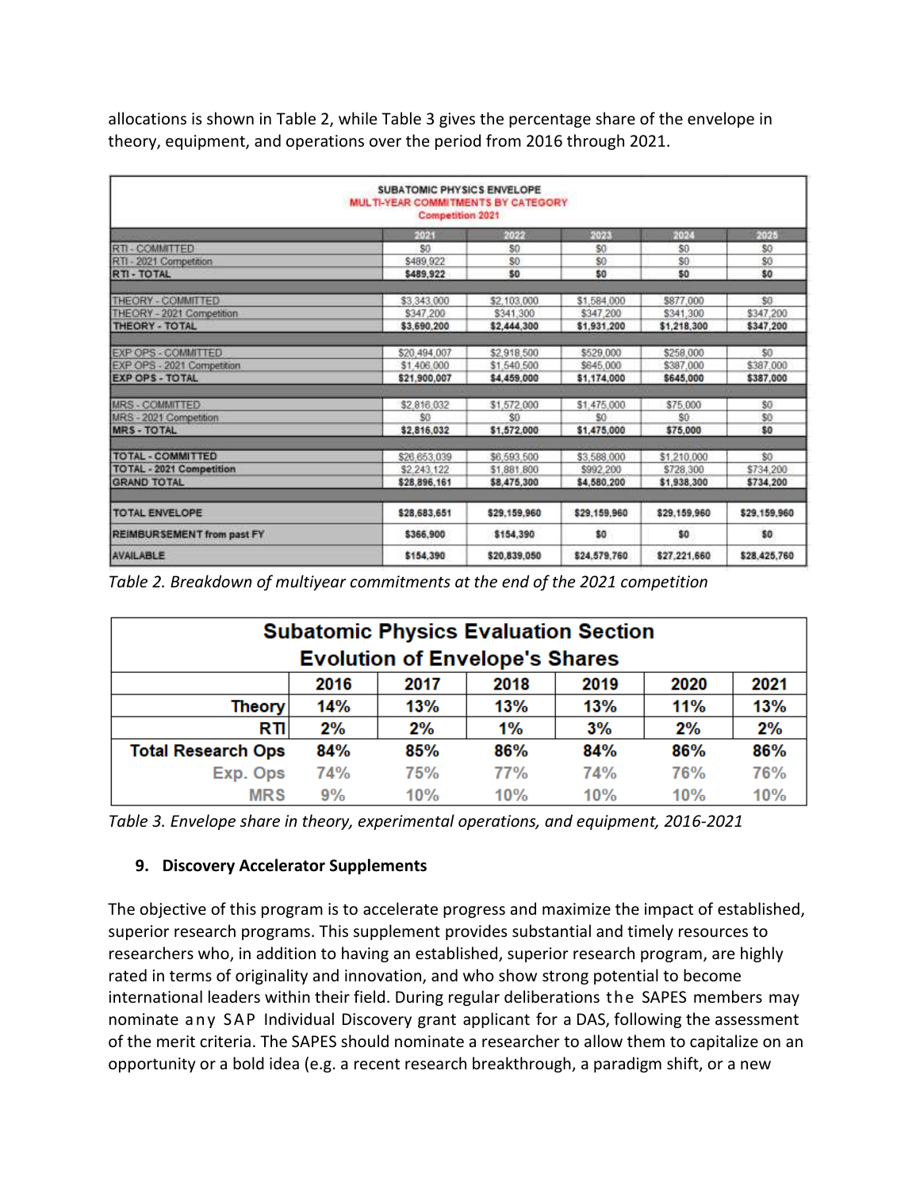allocations is shown in Table 2, while Table 3 gives the percentage share of the envelope in theory, equipment, and operations over the period from 2016 through 2021.

| SUBATOMIC PHYSICS ENVELOPE MULTI-YEAR COMMITMENTS BY CATEGORY Competition 2021 | | | | | |
|---|---|---|---|---|---|
| | 2021 | 2022 | 2023 | 2024 | 2025 |
| RTI - COMMITTED | $0 | $0 | $0 | $0 | $0 |
| RTI - 2021 Competition | $489,922 | $0 | $0 | $0 | $0 |
| **RTI - TOTAL** | **$489,922** | **$0** | **$0** | **$0** | **$0** |
| THEORY - COMMITTED | $3,343,000 | $2,103,000 | $1,584,000 | $877,000 | $0 |
| THEORY - 2021 Competition | $347,200 | $341,300 | $347,200 | $341,300 | $347,200 |
| **THEORY - TOTAL** | **$3,690,200** | **$2,444,300** | **$1,931,200** | **$1,218,300** | **$347,200** |
| EXP OPS - COMMITTED | $20,494,007 | $2,918,500 | $529,000 | $258,000 | $0 |
| EXP OPS - 2021 Competition | $1,406,000 | $1,540,500 | $645,000 | $387,000 | $387,000 |
| **EXP OPS - TOTAL** | **$21,900,007** | **$4,459,000** | **$1,174,000** | **$645,000** | **$387,000** |
| MRS - COMMITTED | $2,816,032 | $1,572,000 | $1,475,000 | $75,000 | $0 |
| MRS - 2021 Competition | $0 | $0 | $0 | $0 | $0 |
| **MRS - TOTAL** | **$2,816,032** | **$1,572,000** | **$1,475,000** | **$75,000** | **$0** |
| TOTAL - COMMITTED | $26,653,039 | $6,593,500 | $3,588,000 | $1,210,000 | $0 |
| TOTAL - 2021 Competition | $2,243,122 | $1,881,800 | $992,200 | $728,300 | $734,200 |
| GRAND TOTAL | $28,896,161 | $8,475,300 | $4,580,200 | $1,938,300 | $734,200 |
| TOTAL ENVELOPE | $28,683,651 | $29,159,960 | $29,159,960 | $29,159,960 | $29,159,960 |
| REIMBURSEMENT from past FY | $366,900 | $154,390 | $0 | $0 | $0 |
| AVAILABLE | $154,390 | $20,839,050 | $24,579,760 | $27,221,660 | $28,425,760 |

*Table 2. Breakdown of multiyear commitments at the end of the 2021 competition*

| Subatomic Physics Evaluation Section Evolution of Envelope's Shares | | | | | | |
|---|---|---|---|---|---|---|
| | 2016 | 2017 | 2018 | 2019 | 2020 | 2021 |
| Theory | 14% | 13% | 13% | 13% | 11% | 13% |
| RTI | 2% | 2% | 1% | 3% | 2% | 2% |
| Total Research Ops | 84% | 85% | 86% | 84% | 86% | 86% |
| Exp. Ops | 74% | 75% | 77% | 74% | 76% | 76% |
| MRS | 9% | 10% | 10% | 10% | 10% | 10% |

*Table 3. Envelope share in theory, experimental operations, and equipment, 2016-2021*

## 9. Discovery Accelerator Supplements

The objective of this program is to accelerate progress and maximize the impact of established, superior research programs. This supplement provides substantial and timely resources to researchers who, in addition to having an established, superior research program, are highly rated in terms of originality and innovation, and who show strong potential to become international leaders within their field. During regular deliberations the SAPES members may nominate any SAP Individual Discovery grant applicant for a DAS, following the assessment of the merit criteria. The SAPES should nominate a researcher to allow them to capitalize on an opportunity or a bold idea (e.g. a recent research breakthrough, a paradigm shift, or a new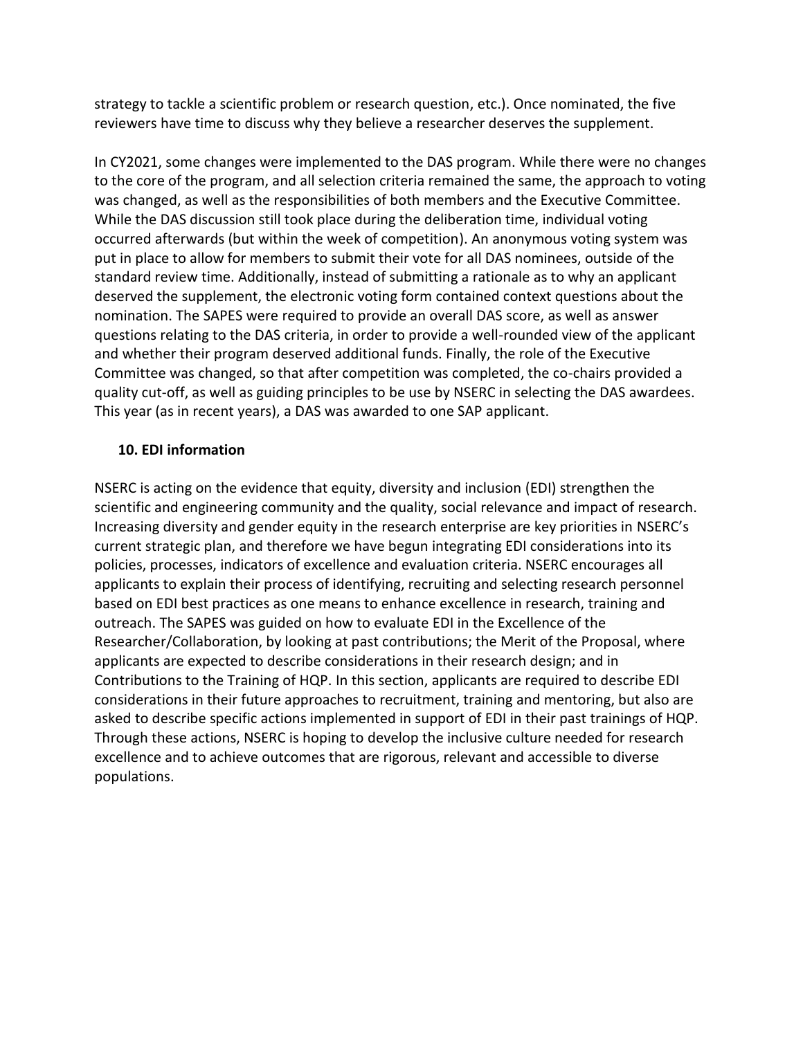strategy to tackle a scientific problem or research question, etc.). Once nominated, the five reviewers have time to discuss why they believe a researcher deserves the supplement.

In CY2021, some changes were implemented to the DAS program. While there were no changes to the core of the program, and all selection criteria remained the same, the approach to voting was changed, as well as the responsibilities of both members and the Executive Committee. While the DAS discussion still took place during the deliberation time, individual voting occurred afterwards (but within the week of competition). An anonymous voting system was put in place to allow for members to submit their vote for all DAS nominees, outside of the standard review time. Additionally, instead of submitting a rationale as to why an applicant deserved the supplement, the electronic voting form contained context questions about the nomination. The SAPES were required to provide an overall DAS score, as well as answer questions relating to the DAS criteria, in order to provide a well-rounded view of the applicant and whether their program deserved additional funds. Finally, the role of the Executive Committee was changed, so that after competition was completed, the co-chairs provided a quality cut-off, as well as guiding principles to be use by NSERC in selecting the DAS awardees. This year (as in recent years), a DAS was awarded to one SAP applicant.

## 10. EDI information

NSERC is acting on the evidence that equity, diversity and inclusion (EDI) strengthen the scientific and engineering community and the quality, social relevance and impact of research. Increasing diversity and gender equity in the research enterprise are key priorities in NSERC's current strategic plan, and therefore we have begun integrating EDI considerations into its policies, processes, indicators of excellence and evaluation criteria. NSERC encourages all applicants to explain their process of identifying, recruiting and selecting research personnel based on EDI best practices as one means to enhance excellence in research, training and outreach. The SAPES was guided on how to evaluate EDI in the Excellence of the Researcher/Collaboration, by looking at past contributions; the Merit of the Proposal, where applicants are expected to describe considerations in their research design; and in Contributions to the Training of HQP. In this section, applicants are required to describe EDI considerations in their future approaches to recruitment, training and mentoring, but also are asked to describe specific actions implemented in support of EDI in their past trainings of HQP. Through these actions, NSERC is hoping to develop the inclusive culture needed for research excellence and to achieve outcomes that are rigorous, relevant and accessible to diverse populations.